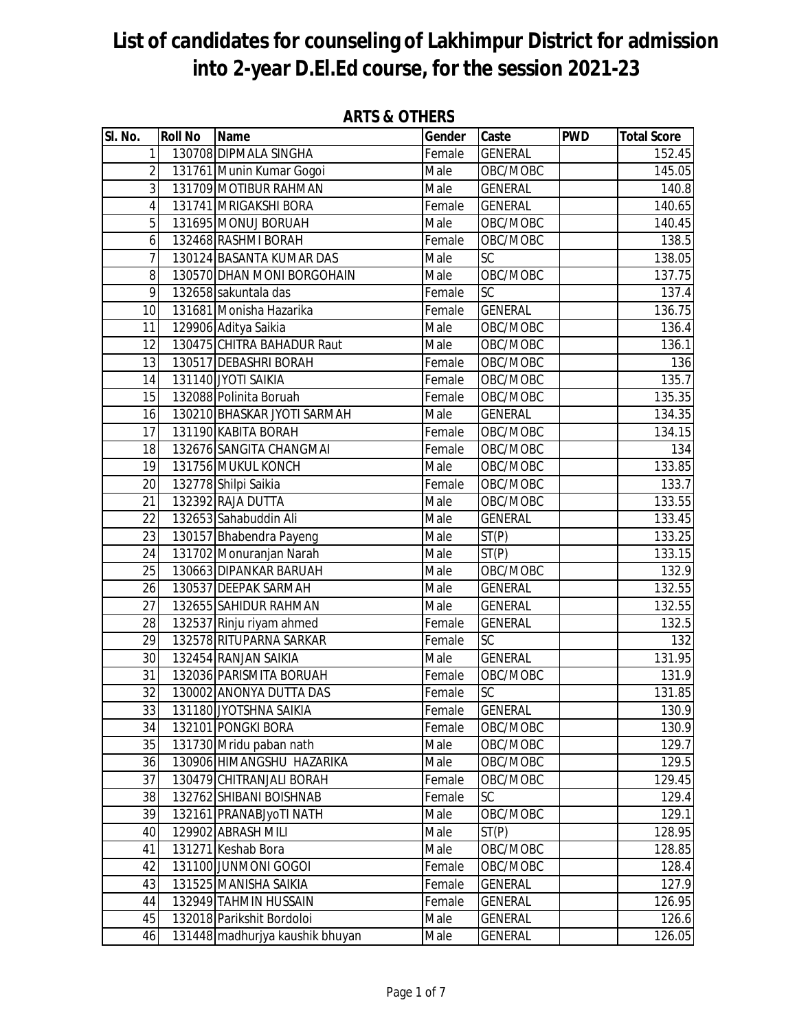# List of candidates for counseling of Lakhimpur District for admission into 2-year D.El.Ed course, for the session 2021-23

## ARTS & OTHERS

| Sl. No. | Roll No | Name | Gender | Caste | PWD | Total Score |
|---|---|---|---|---|---|---|
| 1 | 130708 | DIPMALA SINGHA | Female | GENERAL | | 152.45 |
| 2 | 131761 | Munin Kumar Gogoi | Male | OBC/MOBC | | 145.05 |
| 3 | 131709 | MOTIBUR RAHMAN | Male | GENERAL | | 140.8 |
| 4 | 131741 | MRIGAKSHI BORA | Female | GENERAL | | 140.65 |
| 5 | 131695 | MONUJ BORUAH | Male | OBC/MOBC | | 140.45 |
| 6 | 132468 | RASHMI BORAH | Female | OBC/MOBC | | 138.5 |
| 7 | 130124 | BASANTA KUMAR DAS | Male | SC | | 138.05 |
| 8 | 130570 | DHAN MONI BORGOHAIN | Male | OBC/MOBC | | 137.75 |
| 9 | 132658 | sakuntala das | Female | SC | | 137.4 |
| 10 | 131681 | Monisha Hazarika | Female | GENERAL | | 136.75 |
| 11 | 129906 | Aditya Saikia | Male | OBC/MOBC | | 136.4 |
| 12 | 130475 | CHITRA BAHADUR Raut | Male | OBC/MOBC | | 136.1 |
| 13 | 130517 | DEBASHRI BORAH | Female | OBC/MOBC | | 136 |
| 14 | 131140 | JYOTI SAIKIA | Female | OBC/MOBC | | 135.7 |
| 15 | 132088 | Polinita Boruah | Female | OBC/MOBC | | 135.35 |
| 16 | 130210 | BHASKAR JYOTI SARMAH | Male | GENERAL | | 134.35 |
| 17 | 131190 | KABITA BORAH | Female | OBC/MOBC | | 134.15 |
| 18 | 132676 | SANGITA CHANGMAI | Female | OBC/MOBC | | 134 |
| 19 | 131756 | MUKUL KONCH | Male | OBC/MOBC | | 133.85 |
| 20 | 132778 | Shilpi Saikia | Female | OBC/MOBC | | 133.7 |
| 21 | 132392 | RAJA DUTTA | Male | OBC/MOBC | | 133.55 |
| 22 | 132653 | Sahabuddin Ali | Male | GENERAL | | 133.45 |
| 23 | 130157 | Bhabendra Payeng | Male | ST(P) | | 133.25 |
| 24 | 131702 | Monuranjan Narah | Male | ST(P) | | 133.15 |
| 25 | 130663 | DIPANKAR BARUAH | Male | OBC/MOBC | | 132.9 |
| 26 | 130537 | DEEPAK SARMAH | Male | GENERAL | | 132.55 |
| 27 | 132655 | SAHIDUR RAHMAN | Male | GENERAL | | 132.55 |
| 28 | 132537 | Rinju riyam ahmed | Female | GENERAL | | 132.5 |
| 29 | 132578 | RITUPARNA SARKAR | Female | SC | | 132 |
| 30 | 132454 | RANJAN SAIKIA | Male | GENERAL | | 131.95 |
| 31 | 132036 | PARISMITA BORUAH | Female | OBC/MOBC | | 131.9 |
| 32 | 130002 | ANONYA DUTTA DAS | Female | SC | | 131.85 |
| 33 | 131180 | JYOTSHNA SAIKIA | Female | GENERAL | | 130.9 |
| 34 | 132101 | PONGKI BORA | Female | OBC/MOBC | | 130.9 |
| 35 | 131730 | Mridu paban nath | Male | OBC/MOBC | | 129.7 |
| 36 | 130906 | HIMANGSHU HAZARIKA | Male | OBC/MOBC | | 129.5 |
| 37 | 130479 | CHITRANJALI BORAH | Female | OBC/MOBC | | 129.45 |
| 38 | 132762 | SHIBANI BOISHNAB | Female | SC | | 129.4 |
| 39 | 132161 | PRANABJyoTI NATH | Male | OBC/MOBC | | 129.1 |
| 40 | 129902 | ABRASH MILI | Male | ST(P) | | 128.95 |
| 41 | 131271 | Keshab Bora | Male | OBC/MOBC | | 128.85 |
| 42 | 131100 | JUNMONI GOGOI | Female | OBC/MOBC | | 128.4 |
| 43 | 131525 | MANISHA SAIKIA | Female | GENERAL | | 127.9 |
| 44 | 132949 | TAHMIN HUSSAIN | Female | GENERAL | | 126.95 |
| 45 | 132018 | Parikshit Bordoloi | Male | GENERAL | | 126.6 |
| 46 | 131448 | madhurjya kaushik bhuyan | Male | GENERAL | | 126.05 |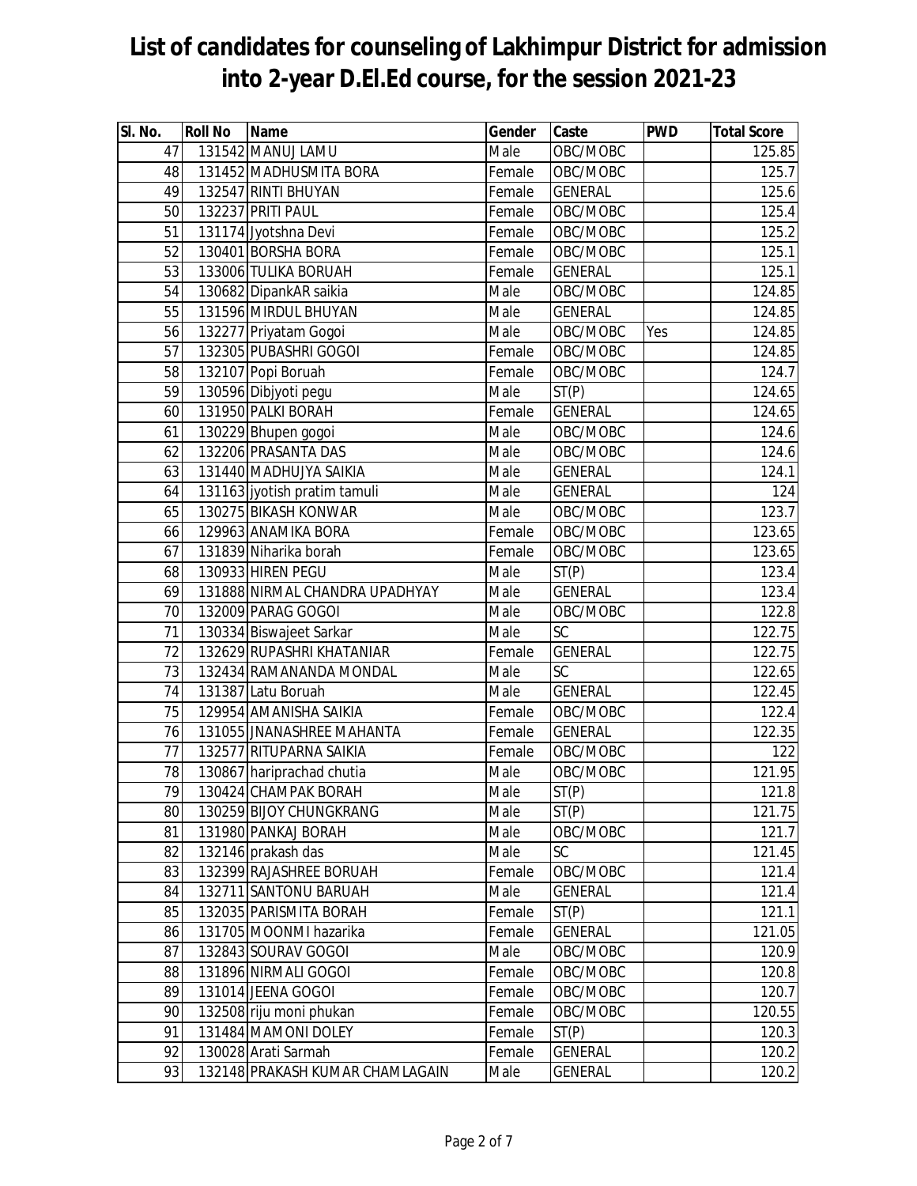# List of candidates for counseling of Lakhimpur District for admission into 2-year D.El.Ed course, for the session 2021-23

| Sl. No. | Roll No | Name | Gender | Caste | PWD | Total Score |
|---|---|---|---|---|---|---|
| 47 | 131542 | MANUJ LAMU | Male | OBC/MOBC | | 125.85 |
| 48 | 131452 | MADHUSMITA BORA | Female | OBC/MOBC | | 125.7 |
| 49 | 132547 | RINTI BHUYAN | Female | GENERAL | | 125.6 |
| 50 | 132237 | PRITI PAUL | Female | OBC/MOBC | | 125.4 |
| 51 | 131174 | Jyotshna Devi | Female | OBC/MOBC | | 125.2 |
| 52 | 130401 | BORSHA BORA | Female | OBC/MOBC | | 125.1 |
| 53 | 133006 | TULIKA BORUAH | Female | GENERAL | | 125.1 |
| 54 | 130682 | DipankAR saikia | Male | OBC/MOBC | | 124.85 |
| 55 | 131596 | MIRDUL BHUYAN | Male | GENERAL | | 124.85 |
| 56 | 132277 | Priyatam Gogoi | Male | OBC/MOBC | Yes | 124.85 |
| 57 | 132305 | PUBASHRI GOGOI | Female | OBC/MOBC | | 124.85 |
| 58 | 132107 | Popi Boruah | Female | OBC/MOBC | | 124.7 |
| 59 | 130596 | Dibjyoti pegu | Male | ST(P) | | 124.65 |
| 60 | 131950 | PALKI BORAH | Female | GENERAL | | 124.65 |
| 61 | 130229 | Bhupen gogoi | Male | OBC/MOBC | | 124.6 |
| 62 | 132206 | PRASANTA DAS | Male | OBC/MOBC | | 124.6 |
| 63 | 131440 | MADHUJYA SAIKIA | Male | GENERAL | | 124.1 |
| 64 | 131163 | jyotish pratim tamuli | Male | GENERAL | | 124 |
| 65 | 130275 | BIKASH KONWAR | Male | OBC/MOBC | | 123.7 |
| 66 | 129963 | ANAMIKA BORA | Female | OBC/MOBC | | 123.65 |
| 67 | 131839 | Niharika borah | Female | OBC/MOBC | | 123.65 |
| 68 | 130933 | HIREN PEGU | Male | ST(P) | | 123.4 |
| 69 | 131888 | NIRMAL CHANDRA UPADHYAY | Male | GENERAL | | 123.4 |
| 70 | 132009 | PARAG GOGOI | Male | OBC/MOBC | | 122.8 |
| 71 | 130334 | Biswajeet Sarkar | Male | SC | | 122.75 |
| 72 | 132629 | RUPASHRI KHATANIAR | Female | GENERAL | | 122.75 |
| 73 | 132434 | RAMANANDA MONDAL | Male | SC | | 122.65 |
| 74 | 131387 | Latu Boruah | Male | GENERAL | | 122.45 |
| 75 | 129954 | AMANISHA SAIKIA | Female | OBC/MOBC | | 122.4 |
| 76 | 131055 | JNANASHREE MAHANTA | Female | GENERAL | | 122.35 |
| 77 | 132577 | RITUPARNA SAIKIA | Female | OBC/MOBC | | 122 |
| 78 | 130867 | hariprachad chutia | Male | OBC/MOBC | | 121.95 |
| 79 | 130424 | CHAMPAK BORAH | Male | ST(P) | | 121.8 |
| 80 | 130259 | BIJOY CHUNGKRANG | Male | ST(P) | | 121.75 |
| 81 | 131980 | PANKAJ BORAH | Male | OBC/MOBC | | 121.7 |
| 82 | 132146 | prakash das | Male | SC | | 121.45 |
| 83 | 132399 | RAJASHREE BORUAH | Female | OBC/MOBC | | 121.4 |
| 84 | 132711 | SANTONU BARUAH | Male | GENERAL | | 121.4 |
| 85 | 132035 | PARISMITA BORAH | Female | ST(P) | | 121.1 |
| 86 | 131705 | MOONMI hazarika | Female | GENERAL | | 121.05 |
| 87 | 132843 | SOURAV GOGOI | Male | OBC/MOBC | | 120.9 |
| 88 | 131896 | NIRMALI GOGOI | Female | OBC/MOBC | | 120.8 |
| 89 | 131014 | JEENA GOGOI | Female | OBC/MOBC | | 120.7 |
| 90 | 132508 | riju moni phukan | Female | OBC/MOBC | | 120.55 |
| 91 | 131484 | MAMONI DOLEY | Female | ST(P) | | 120.3 |
| 92 | 130028 | Arati Sarmah | Female | GENERAL | | 120.2 |
| 93 | 132148 | PRAKASH KUMAR CHAMLAGAIN | Male | GENERAL | | 120.2 |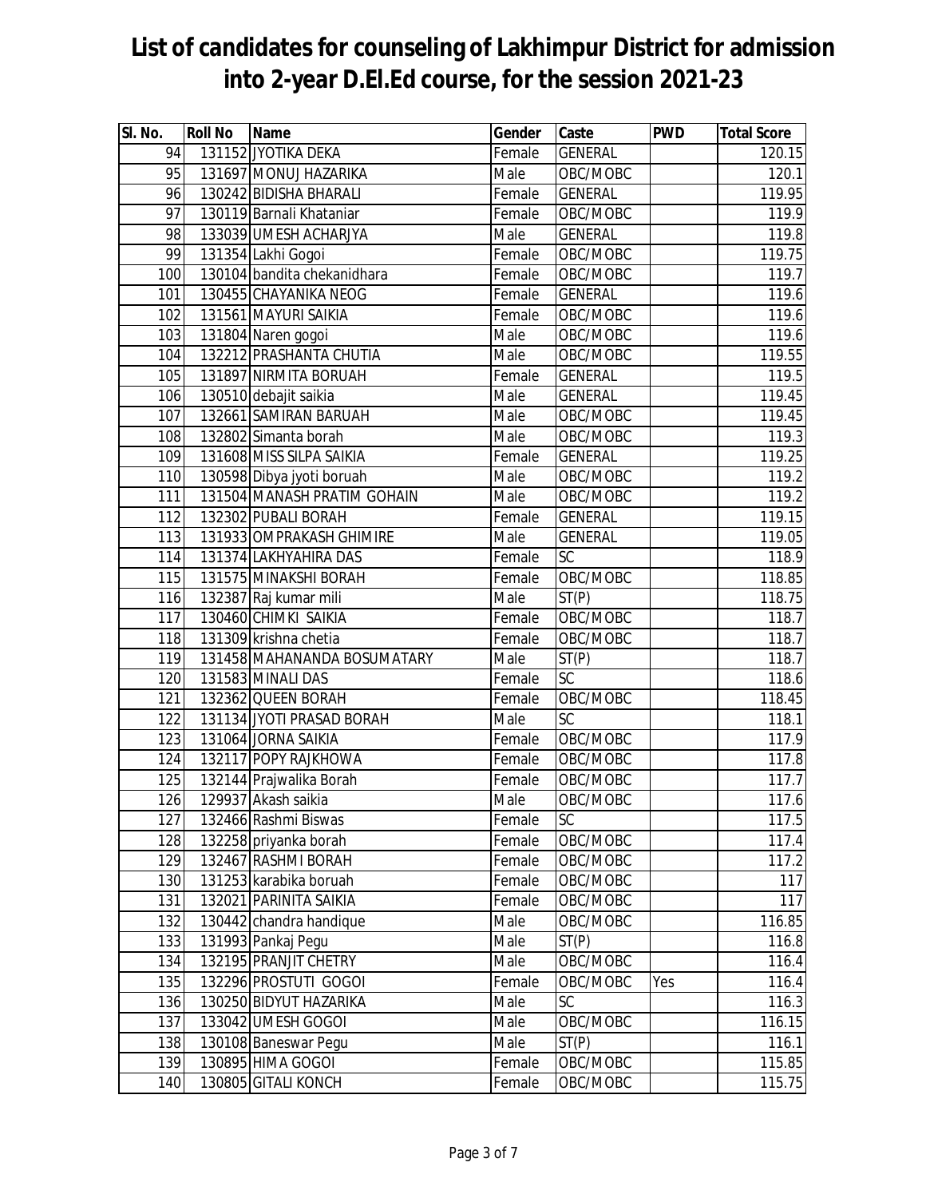# List of candidates for counseling of Lakhimpur District for admission into 2-year D.El.Ed course, for the session 2021-23

| Sl. No. | Roll No | Name | Gender | Caste | PWD | Total Score |
|---|---|---|---|---|---|---|
| 94 | 131152 | JYOTIKA DEKA | Female | GENERAL | | 120.15 |
| 95 | 131697 | MONUJ HAZARIKA | Male | OBC/MOBC | | 120.1 |
| 96 | 130242 | BIDISHA BHARALI | Female | GENERAL | | 119.95 |
| 97 | 130119 | Barnali Khataniar | Female | OBC/MOBC | | 119.9 |
| 98 | 133039 | UMESH ACHARJYA | Male | GENERAL | | 119.8 |
| 99 | 131354 | Lakhi Gogoi | Female | OBC/MOBC | | 119.75 |
| 100 | 130104 | bandita chekanidhara | Female | OBC/MOBC | | 119.7 |
| 101 | 130455 | CHAYANIKA NEOG | Female | GENERAL | | 119.6 |
| 102 | 131561 | MAYURI SAIKIA | Female | OBC/MOBC | | 119.6 |
| 103 | 131804 | Naren gogoi | Male | OBC/MOBC | | 119.6 |
| 104 | 132212 | PRASHANTA CHUTIA | Male | OBC/MOBC | | 119.55 |
| 105 | 131897 | NIRMITA BORUAH | Female | GENERAL | | 119.5 |
| 106 | 130510 | debajit saikia | Male | GENERAL | | 119.45 |
| 107 | 132661 | SAMIRAN BARUAH | Male | OBC/MOBC | | 119.45 |
| 108 | 132802 | Simanta borah | Male | OBC/MOBC | | 119.3 |
| 109 | 131608 | MISS SILPA SAIKIA | Female | GENERAL | | 119.25 |
| 110 | 130598 | Dibya jyoti boruah | Male | OBC/MOBC | | 119.2 |
| 111 | 131504 | MANASH PRATIM GOHAIN | Male | OBC/MOBC | | 119.2 |
| 112 | 132302 | PUBALI BORAH | Female | GENERAL | | 119.15 |
| 113 | 131933 | OMPRAKASH GHIMIRE | Male | GENERAL | | 119.05 |
| 114 | 131374 | LAKHYAHIRA DAS | Female | SC | | 118.9 |
| 115 | 131575 | MINAKSHI BORAH | Female | OBC/MOBC | | 118.85 |
| 116 | 132387 | Raj kumar mili | Male | ST(P) | | 118.75 |
| 117 | 130460 | CHIMKI SAIKIA | Female | OBC/MOBC | | 118.7 |
| 118 | 131309 | krishna chetia | Female | OBC/MOBC | | 118.7 |
| 119 | 131458 | MAHANANDA BOSUMATARY | Male | ST(P) | | 118.7 |
| 120 | 131583 | MINALI DAS | Female | SC | | 118.6 |
| 121 | 132362 | QUEEN BORAH | Female | OBC/MOBC | | 118.45 |
| 122 | 131134 | JYOTI PRASAD BORAH | Male | SC | | 118.1 |
| 123 | 131064 | JORNA SAIKIA | Female | OBC/MOBC | | 117.9 |
| 124 | 132117 | POPY RAJKHOWA | Female | OBC/MOBC | | 117.8 |
| 125 | 132144 | Prajwalika Borah | Female | OBC/MOBC | | 117.7 |
| 126 | 129937 | Akash saikia | Male | OBC/MOBC | | 117.6 |
| 127 | 132466 | Rashmi Biswas | Female | SC | | 117.5 |
| 128 | 132258 | priyanka borah | Female | OBC/MOBC | | 117.4 |
| 129 | 132467 | RASHMI BORAH | Female | OBC/MOBC | | 117.2 |
| 130 | 131253 | karabika boruah | Female | OBC/MOBC | | 117 |
| 131 | 132021 | PARINITA SAIKIA | Female | OBC/MOBC | | 117 |
| 132 | 130442 | chandra handique | Male | OBC/MOBC | | 116.85 |
| 133 | 131993 | Pankaj Pegu | Male | ST(P) | | 116.8 |
| 134 | 132195 | PRANJIT CHETRY | Male | OBC/MOBC | | 116.4 |
| 135 | 132296 | PROSTUTI GOGOI | Female | OBC/MOBC | Yes | 116.4 |
| 136 | 130250 | BIDYUT HAZARIKA | Male | SC | | 116.3 |
| 137 | 133042 | UMESH GOGOI | Male | OBC/MOBC | | 116.15 |
| 138 | 130108 | Baneswar Pegu | Male | ST(P) | | 116.1 |
| 139 | 130895 | HIMA GOGOI | Female | OBC/MOBC | | 115.85 |
| 140 | 130805 | GITALI KONCH | Female | OBC/MOBC | | 115.75 |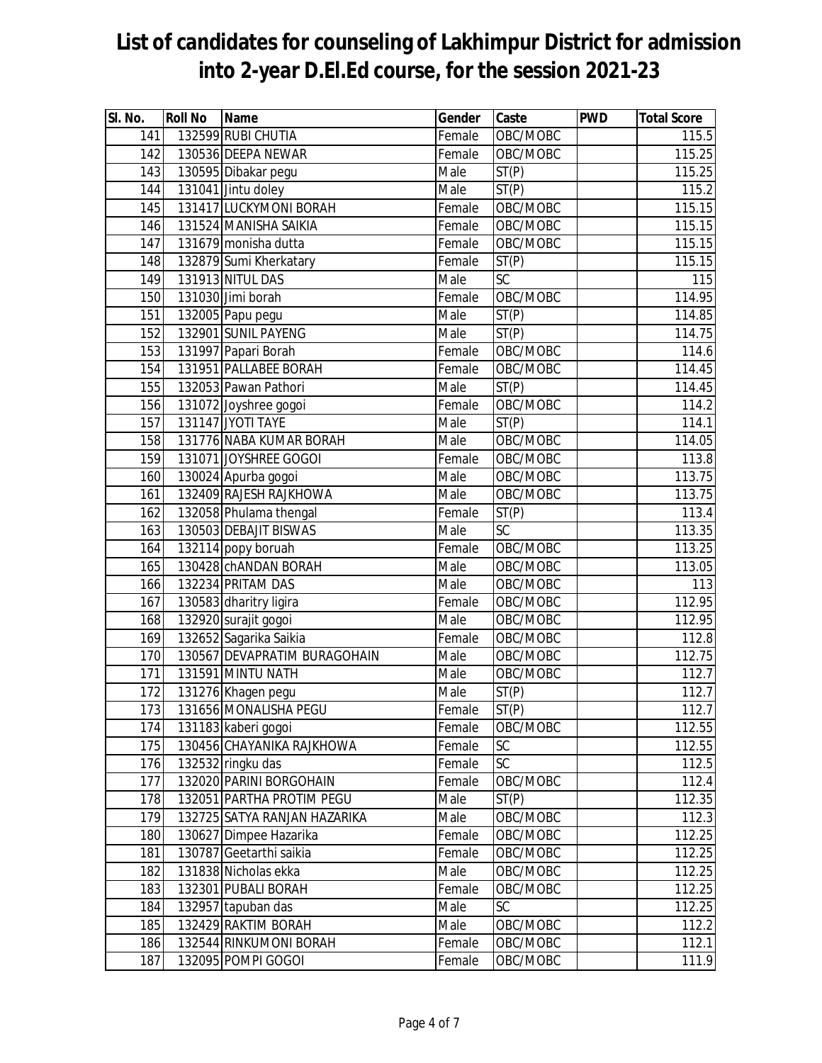# List of candidates for counseling of Lakhimpur District for admission into 2-year D.El.Ed course, for the session 2021-23

| Sl. No. | Roll No | Name | Gender | Caste | PWD | Total Score |
|---|---|---|---|---|---|---|
| 141 | 132599 | RUBI CHUTIA | Female | OBC/MOBC | | 115.5 |
| 142 | 130536 | DEEPA NEWAR | Female | OBC/MOBC | | 115.25 |
| 143 | 130595 | Dibakar pegu | Male | ST(P) | | 115.25 |
| 144 | 131041 | Jintu doley | Male | ST(P) | | 115.2 |
| 145 | 131417 | LUCKYMONI BORAH | Female | OBC/MOBC | | 115.15 |
| 146 | 131524 | MANISHA SAIKIA | Female | OBC/MOBC | | 115.15 |
| 147 | 131679 | monisha dutta | Female | OBC/MOBC | | 115.15 |
| 148 | 132879 | Sumi Kherkatary | Female | ST(P) | | 115.15 |
| 149 | 131913 | NITUL DAS | Male | SC | | 115 |
| 150 | 131030 | Jimi borah | Female | OBC/MOBC | | 114.95 |
| 151 | 132005 | Papu pegu | Male | ST(P) | | 114.85 |
| 152 | 132901 | SUNIL PAYENG | Male | ST(P) | | 114.75 |
| 153 | 131997 | Papari Borah | Female | OBC/MOBC | | 114.6 |
| 154 | 131951 | PALLABEE BORAH | Female | OBC/MOBC | | 114.45 |
| 155 | 132053 | Pawan Pathori | Male | ST(P) | | 114.45 |
| 156 | 131072 | Joyshree gogoi | Female | OBC/MOBC | | 114.2 |
| 157 | 131147 | JYOTI TAYE | Male | ST(P) | | 114.1 |
| 158 | 131776 | NABA KUMAR BORAH | Male | OBC/MOBC | | 114.05 |
| 159 | 131071 | JOYSHREE GOGOI | Female | OBC/MOBC | | 113.8 |
| 160 | 130024 | Apurba gogoi | Male | OBC/MOBC | | 113.75 |
| 161 | 132409 | RAJESH RAJKHOWA | Male | OBC/MOBC | | 113.75 |
| 162 | 132058 | Phulama thengal | Female | ST(P) | | 113.4 |
| 163 | 130503 | DEBAJIT BISWAS | Male | SC | | 113.35 |
| 164 | 132114 | popy boruah | Female | OBC/MOBC | | 113.25 |
| 165 | 130428 | chANDAN BORAH | Male | OBC/MOBC | | 113.05 |
| 166 | 132234 | PRITAM DAS | Male | OBC/MOBC | | 113 |
| 167 | 130583 | dharitry ligira | Female | OBC/MOBC | | 112.95 |
| 168 | 132920 | surajit gogoi | Male | OBC/MOBC | | 112.95 |
| 169 | 132652 | Sagarika Saikia | Female | OBC/MOBC | | 112.8 |
| 170 | 130567 | DEVAPRATIM BURAGOHAIN | Male | OBC/MOBC | | 112.75 |
| 171 | 131591 | MINTU NATH | Male | OBC/MOBC | | 112.7 |
| 172 | 131276 | Khagen pegu | Male | ST(P) | | 112.7 |
| 173 | 131656 | MONALISHA PEGU | Female | ST(P) | | 112.7 |
| 174 | 131183 | kaberi gogoi | Female | OBC/MOBC | | 112.55 |
| 175 | 130456 | CHAYANIKA RAJKHOWA | Female | SC | | 112.55 |
| 176 | 132532 | ringku das | Female | SC | | 112.5 |
| 177 | 132020 | PARINI BORGOHAIN | Female | OBC/MOBC | | 112.4 |
| 178 | 132051 | PARTHA PROTIM PEGU | Male | ST(P) | | 112.35 |
| 179 | 132725 | SATYA RANJAN HAZARIKA | Male | OBC/MOBC | | 112.3 |
| 180 | 130627 | Dimpee Hazarika | Female | OBC/MOBC | | 112.25 |
| 181 | 130787 | Geetarthi saikia | Female | OBC/MOBC | | 112.25 |
| 182 | 131838 | Nicholas ekka | Male | OBC/MOBC | | 112.25 |
| 183 | 132301 | PUBALI BORAH | Female | OBC/MOBC | | 112.25 |
| 184 | 132957 | tapuban das | Male | SC | | 112.25 |
| 185 | 132429 | RAKTIM BORAH | Male | OBC/MOBC | | 112.2 |
| 186 | 132544 | RINKUMONI BORAH | Female | OBC/MOBC | | 112.1 |
| 187 | 132095 | POMPI GOGOI | Female | OBC/MOBC | | 111.9 |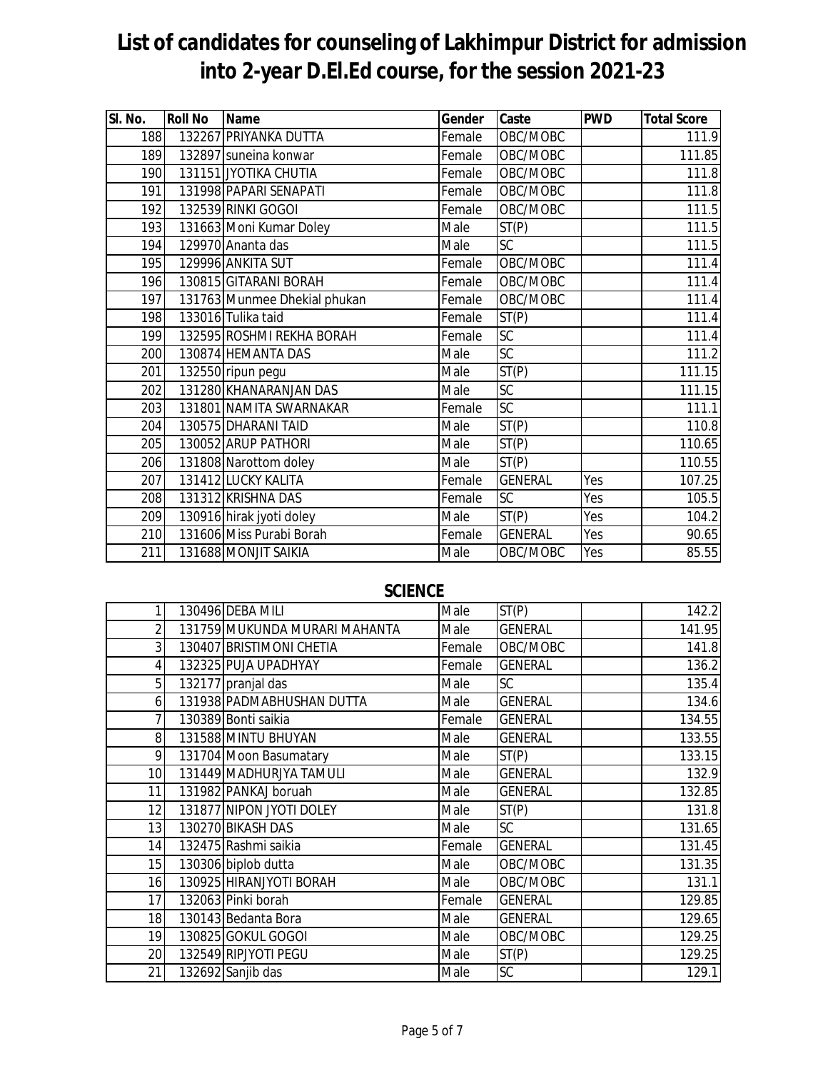# List of candidates for counseling of Lakhimpur District for admission into 2-year D.El.Ed course, for the session 2021-23

| Sl. No. | Roll No | Name | Gender | Caste | PWD | Total Score |
|---|---|---|---|---|---|---|
| 188 | 132267 | PRIYANKA DUTTA | Female | OBC/MOBC | | 111.9 |
| 189 | 132897 | suneina konwar | Female | OBC/MOBC | | 111.85 |
| 190 | 131151 | JYOTIKA CHUTIA | Female | OBC/MOBC | | 111.8 |
| 191 | 131998 | PAPARI SENAPATI | Female | OBC/MOBC | | 111.8 |
| 192 | 132539 | RINKI GOGOI | Female | OBC/MOBC | | 111.5 |
| 193 | 131663 | Moni Kumar Doley | Male | ST(P) | | 111.5 |
| 194 | 129970 | Ananta das | Male | SC | | 111.5 |
| 195 | 129996 | ANKITA SUT | Female | OBC/MOBC | | 111.4 |
| 196 | 130815 | GITARANI BORAH | Female | OBC/MOBC | | 111.4 |
| 197 | 131763 | Munmee Dhekial phukan | Female | OBC/MOBC | | 111.4 |
| 198 | 133016 | Tulika taid | Female | ST(P) | | 111.4 |
| 199 | 132595 | ROSHMI REKHA BORAH | Female | SC | | 111.4 |
| 200 | 130874 | HEMANTA DAS | Male | SC | | 111.2 |
| 201 | 132550 | ripun pegu | Male | ST(P) | | 111.15 |
| 202 | 131280 | KHANARANJAN DAS | Male | SC | | 111.15 |
| 203 | 131801 | NAMITA SWARNAKAR | Female | SC | | 111.1 |
| 204 | 130575 | DHARANI TAID | Male | ST(P) | | 110.8 |
| 205 | 130052 | ARUP PATHORI | Male | ST(P) | | 110.65 |
| 206 | 131808 | Narottom doley | Male | ST(P) | | 110.55 |
| 207 | 131412 | LUCKY KALITA | Female | GENERAL | Yes | 107.25 |
| 208 | 131312 | KRISHNA DAS | Female | SC | Yes | 105.5 |
| 209 | 130916 | hirak jyoti doley | Male | ST(P) | Yes | 104.2 |
| 210 | 131606 | Miss Purabi Borah | Female | GENERAL | Yes | 90.65 |
| 211 | 131688 | MONJIT SAIKIA | Male | OBC/MOBC | Yes | 85.55 |

## SCIENCE

| | | | | | | |
|---|---|---|---|---|---|---|
| 1 | 130496 | DEBA MILI | Male | ST(P) | | 142.2 |
| 2 | 131759 | MUKUNDA MURARI MAHANTA | Male | GENERAL | | 141.95 |
| 3 | 130407 | BRISTIMONI CHETIA | Female | OBC/MOBC | | 141.8 |
| 4 | 132325 | PUJA UPADHYAY | Female | GENERAL | | 136.2 |
| 5 | 132177 | pranjal das | Male | SC | | 135.4 |
| 6 | 131938 | PADMABHUSHAN DUTTA | Male | GENERAL | | 134.6 |
| 7 | 130389 | Bonti saikia | Female | GENERAL | | 134.55 |
| 8 | 131588 | MINTU BHUYAN | Male | GENERAL | | 133.55 |
| 9 | 131704 | Moon Basumatary | Male | ST(P) | | 133.15 |
| 10 | 131449 | MADHURJYA TAMULI | Male | GENERAL | | 132.9 |
| 11 | 131982 | PANKAJ boruah | Male | GENERAL | | 132.85 |
| 12 | 131877 | NIPON JYOTI DOLEY | Male | ST(P) | | 131.8 |
| 13 | 130270 | BIKASH DAS | Male | SC | | 131.65 |
| 14 | 132475 | Rashmi saikia | Female | GENERAL | | 131.45 |
| 15 | 130306 | biplob dutta | Male | OBC/MOBC | | 131.35 |
| 16 | 130925 | HIRANJYOTI BORAH | Male | OBC/MOBC | | 131.1 |
| 17 | 132063 | Pinki borah | Female | GENERAL | | 129.85 |
| 18 | 130143 | Bedanta Bora | Male | GENERAL | | 129.65 |
| 19 | 130825 | GOKUL GOGOI | Male | OBC/MOBC | | 129.25 |
| 20 | 132549 | RIPJYOTI PEGU | Male | ST(P) | | 129.25 |
| 21 | 132692 | Sanjib das | Male | SC | | 129.1 |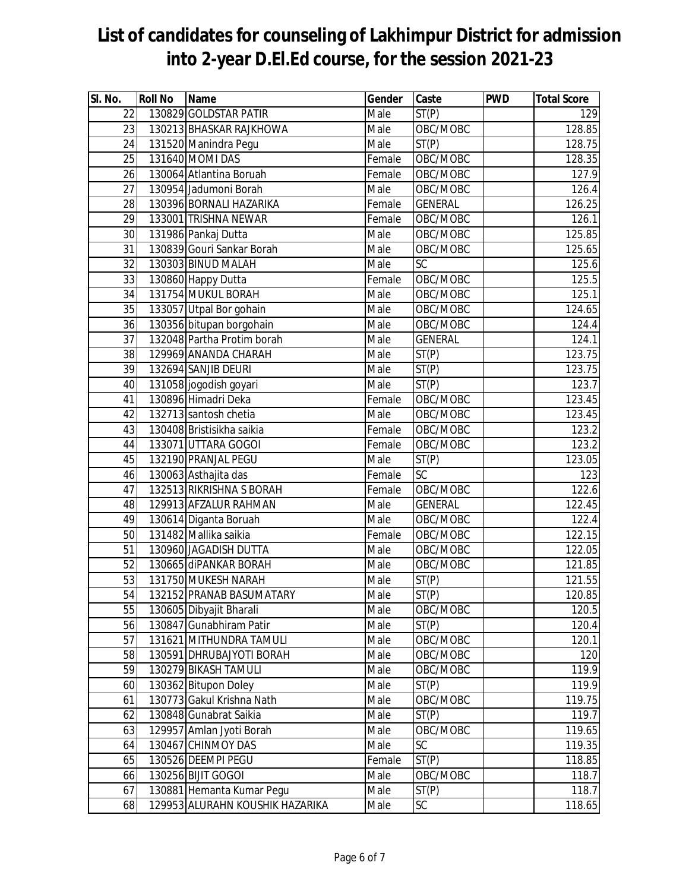# List of candidates for counseling of Lakhimpur District for admission into 2-year D.El.Ed course, for the session 2021-23

| Sl. No. | Roll No | Name | Gender | Caste | PWD | Total Score |
|---|---|---|---|---|---|---|
| 22 | 130829 | GOLDSTAR PATIR | Male | ST(P) | | 129 |
| 23 | 130213 | BHASKAR RAJKHOWA | Male | OBC/MOBC | | 128.85 |
| 24 | 131520 | Manindra Pegu | Male | ST(P) | | 128.75 |
| 25 | 131640 | MOMI DAS | Female | OBC/MOBC | | 128.35 |
| 26 | 130064 | Atlantina Boruah | Female | OBC/MOBC | | 127.9 |
| 27 | 130954 | Jadumoni Borah | Male | OBC/MOBC | | 126.4 |
| 28 | 130396 | BORNALI HAZARIKA | Female | GENERAL | | 126.25 |
| 29 | 133001 | TRISHNA NEWAR | Female | OBC/MOBC | | 126.1 |
| 30 | 131986 | Pankaj Dutta | Male | OBC/MOBC | | 125.85 |
| 31 | 130839 | Gouri Sankar Borah | Male | OBC/MOBC | | 125.65 |
| 32 | 130303 | BINUD MALAH | Male | SC | | 125.6 |
| 33 | 130860 | Happy Dutta | Female | OBC/MOBC | | 125.5 |
| 34 | 131754 | MUKUL BORAH | Male | OBC/MOBC | | 125.1 |
| 35 | 133057 | Utpal Bor gohain | Male | OBC/MOBC | | 124.65 |
| 36 | 130356 | bitupan borgohain | Male | OBC/MOBC | | 124.4 |
| 37 | 132048 | Partha Protim borah | Male | GENERAL | | 124.1 |
| 38 | 129969 | ANANDA CHARAH | Male | ST(P) | | 123.75 |
| 39 | 132694 | SANJIB DEURI | Male | ST(P) | | 123.75 |
| 40 | 131058 | jogodish goyari | Male | ST(P) | | 123.7 |
| 41 | 130896 | Himadri Deka | Female | OBC/MOBC | | 123.45 |
| 42 | 132713 | santosh chetia | Male | OBC/MOBC | | 123.45 |
| 43 | 130408 | Bristisikha saikia | Female | OBC/MOBC | | 123.2 |
| 44 | 133071 | UTTARA GOGOI | Female | OBC/MOBC | | 123.2 |
| 45 | 132190 | PRANJAL PEGU | Male | ST(P) | | 123.05 |
| 46 | 130063 | Asthajita das | Female | SC | | 123 |
| 47 | 132513 | RIKRISHNA S BORAH | Female | OBC/MOBC | | 122.6 |
| 48 | 129913 | AFZALUR RAHMAN | Male | GENERAL | | 122.45 |
| 49 | 130614 | Diganta Boruah | Male | OBC/MOBC | | 122.4 |
| 50 | 131482 | Mallika saikia | Female | OBC/MOBC | | 122.15 |
| 51 | 130960 | JAGADISH DUTTA | Male | OBC/MOBC | | 122.05 |
| 52 | 130665 | diPANKAR BORAH | Male | OBC/MOBC | | 121.85 |
| 53 | 131750 | MUKESH NARAH | Male | ST(P) | | 121.55 |
| 54 | 132152 | PRANAB BASUMATARY | Male | ST(P) | | 120.85 |
| 55 | 130605 | Dibyajit Bharali | Male | OBC/MOBC | | 120.5 |
| 56 | 130847 | Gunabhiram Patir | Male | ST(P) | | 120.4 |
| 57 | 131621 | MITHUNDRA TAMULI | Male | OBC/MOBC | | 120.1 |
| 58 | 130591 | DHRUBAJYOTI BORAH | Male | OBC/MOBC | | 120 |
| 59 | 130279 | BIKASH TAMULI | Male | OBC/MOBC | | 119.9 |
| 60 | 130362 | Bitupon Doley | Male | ST(P) | | 119.9 |
| 61 | 130773 | Gakul Krishna Nath | Male | OBC/MOBC | | 119.75 |
| 62 | 130848 | Gunabrat Saikia | Male | ST(P) | | 119.7 |
| 63 | 129957 | Amlan Jyoti Borah | Male | OBC/MOBC | | 119.65 |
| 64 | 130467 | CHINMOY DAS | Male | SC | | 119.35 |
| 65 | 130526 | DEEMPI PEGU | Female | ST(P) | | 118.85 |
| 66 | 130256 | BIJIT GOGOI | Male | OBC/MOBC | | 118.7 |
| 67 | 130881 | Hemanta Kumar Pegu | Male | ST(P) | | 118.7 |
| 68 | 129953 | ALURAHN KOUSHIK HAZARIKA | Male | SC | | 118.65 |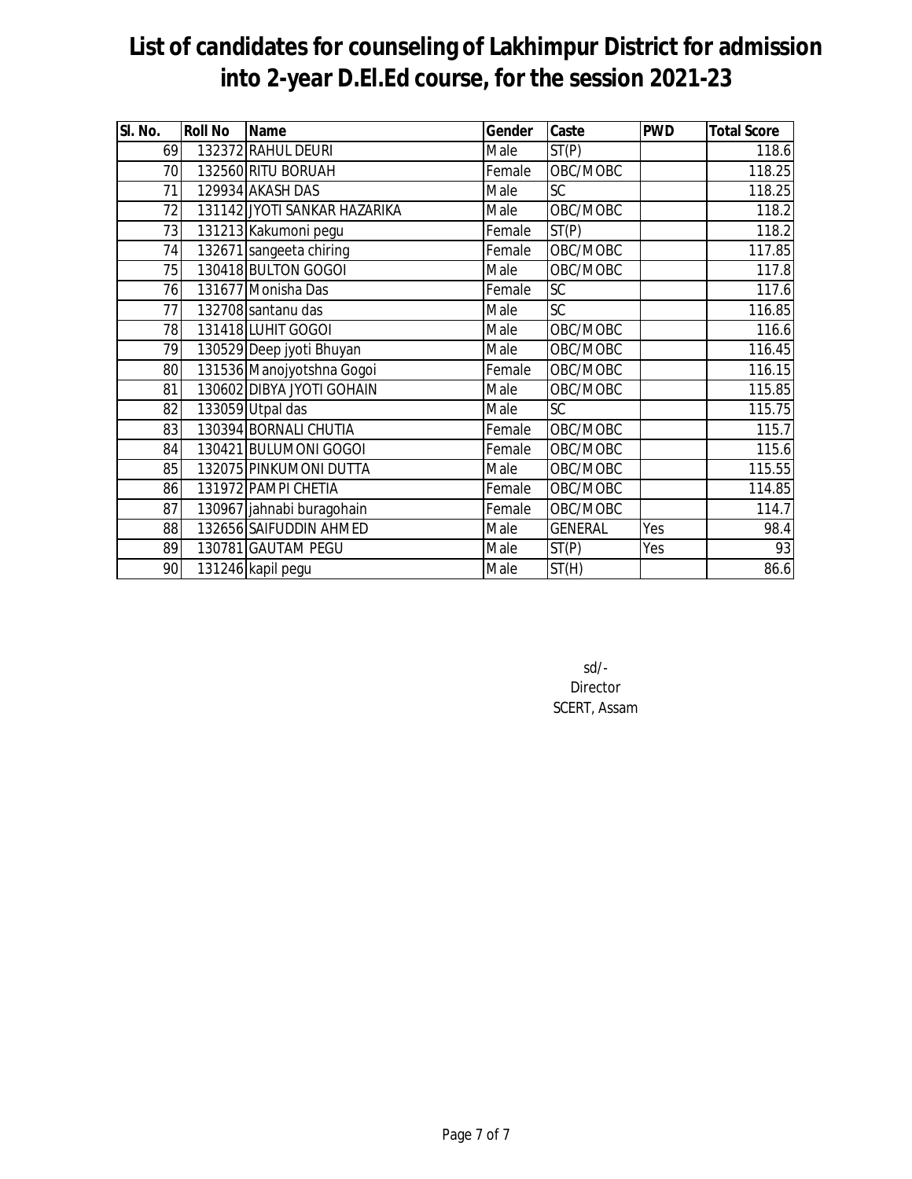# List of candidates for counseling of Lakhimpur District for admission into 2-year D.El.Ed course, for the session 2021-23

| Sl. No. | Roll No | Name | Gender | Caste | PWD | Total Score |
|---|---|---|---|---|---|---|
| 69 | 132372 | RAHUL DEURI | Male | ST(P) | | 118.6 |
| 70 | 132560 | RITU BORUAH | Female | OBC/MOBC | | 118.25 |
| 71 | 129934 | AKASH DAS | Male | SC | | 118.25 |
| 72 | 131142 | JYOTI SANKAR HAZARIKA | Male | OBC/MOBC | | 118.2 |
| 73 | 131213 | Kakumoni pegu | Female | ST(P) | | 118.2 |
| 74 | 132671 | sangeeta chiring | Female | OBC/MOBC | | 117.85 |
| 75 | 130418 | BULTON GOGOI | Male | OBC/MOBC | | 117.8 |
| 76 | 131677 | Monisha Das | Female | SC | | 117.6 |
| 77 | 132708 | santanu das | Male | SC | | 116.85 |
| 78 | 131418 | LUHIT GOGOI | Male | OBC/MOBC | | 116.6 |
| 79 | 130529 | Deep jyoti Bhuyan | Male | OBC/MOBC | | 116.45 |
| 80 | 131536 | Manojyotshna Gogoi | Female | OBC/MOBC | | 116.15 |
| 81 | 130602 | DIBYA JYOTI GOHAIN | Male | OBC/MOBC | | 115.85 |
| 82 | 133059 | Utpal das | Male | SC | | 115.75 |
| 83 | 130394 | BORNALI CHUTIA | Female | OBC/MOBC | | 115.7 |
| 84 | 130421 | BULUMONI GOGOI | Female | OBC/MOBC | | 115.6 |
| 85 | 132075 | PINKUMONI DUTTA | Male | OBC/MOBC | | 115.55 |
| 86 | 131972 | PAMPI CHETIA | Female | OBC/MOBC | | 114.85 |
| 87 | 130967 | jahnabi buragohain | Female | OBC/MOBC | | 114.7 |
| 88 | 132656 | SAIFUDDIN AHMED | Male | GENERAL | Yes | 98.4 |
| 89 | 130781 | GAUTAM PEGU | Male | ST(P) | Yes | 93 |
| 90 | 131246 | kapil pegu | Male | ST(H) | | 86.6 |

sd/-
Director
SCERT, Assam